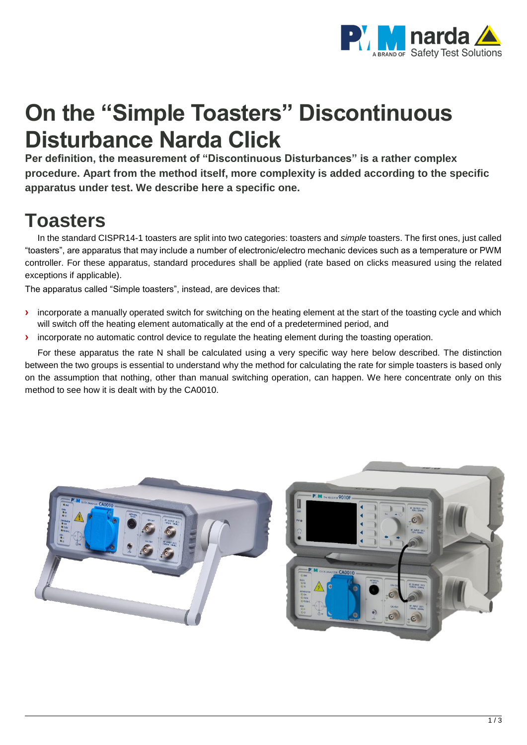# On the "Simple Toasters" Discontinuous Disturbance Narda Click

**Per definition, the measurement of "Discontinuous Disturbances" is a rather complex procedure. Apart from the method itself, more complexity is added according to the specific apparatus under test. We describe here a specific one.**

## Toasters

In the standard CISPR14-1 toasters are split into two categories: toasters and *simple* toasters. The first ones, just called "toasters", are apparatus that may include a number of electronic/electro mechanic devices such as a temperature or PWM controller. For these apparatus, standard procedures shall be applied (rate based on clicks measured using the related exceptions if applicable).

The apparatus called "Simple toasters", instead, are devices that:

- incorporate a manually operated switch for switching on the heating element at the start of the toasting cycle and which will switch off the heating element automatically at the end of a predetermined period, and
- incorporate no automatic control device to regulate the heating element during the toasting operation.

For these apparatus the rate N shall be calculated using a very specific way here below described. The distinction between the two groups is essential to understand why the method for calculating the rate for simple toasters is based only on the assumption that nothing, other than manual switching operation, can happen. We here concentrate only on this method to see how it is dealt with by the CA0010.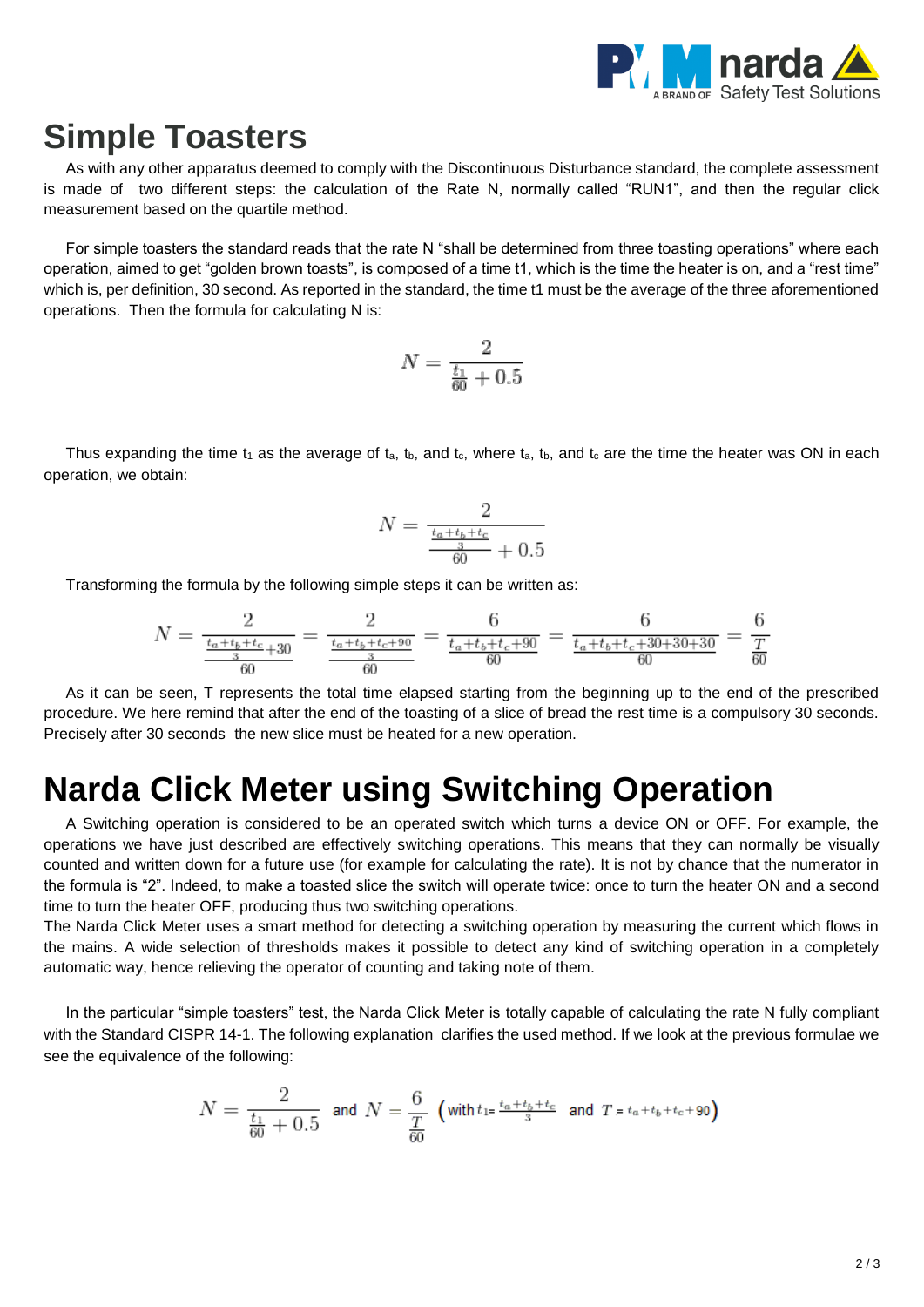# Simple Toasters

As with any other apparatus deemed to comply with the Discontinuous Disturbance standard, the complete assessment is made of two different steps: the calculation of the Rate N, normally called "RUN1", and then the regular click measurement based on the quartile method.

For simple toasters the standard reads that the rate N "shall be determined from three toasting operations" where each operation, aimed to get "golden brown toasts", is composed of a time t1, which is the time the heater is on, and a "rest time" which is, per definition, 30 second. As reported in the standard, the time t1 must be the average of the three aforementioned operations. Then the formula for calculating N is:

$$N = \frac{2}{\frac{t_1}{60} + 0.5}$$

Thus expanding the time $t_1$ as the average of $t_a$, $t_b$, and $t_c$, where $t_a$, $t_b$, and $t_c$ are the time the heater was ON in each operation, we obtain:

$$N = \frac{2}{\frac{\frac{t_a+t_b+t_c}{3}}{60} + 0.5}$$

Transforming the formula by the following simple steps it can be written as:

$$N = \frac{2}{\frac{\frac{t_a+t_b+t_c}{3}+30}{60}} = \frac{2}{\frac{\frac{t_a+t_b+t_c+90}{3}}{60}} = \frac{6}{\frac{t_a+t_b+t_c+90}{60}} = \frac{6}{\frac{t_a+t_b+t_c+30+30+30}{60}} = \frac{6}{\frac{T}{60}}$$

As it can be seen, T represents the total time elapsed starting from the beginning up to the end of the prescribed procedure. We here remind that after the end of the toasting of a slice of bread the rest time is a compulsory 30 seconds. Precisely after 30 seconds the new slice must be heated for a new operation.

# Narda Click Meter using Switching Operation

A Switching operation is considered to be an operated switch which turns a device ON or OFF. For example, the operations we have just described are effectively switching operations. This means that they can normally be visually counted and written down for a future use (for example for calculating the rate). It is not by chance that the numerator in the formula is "2". Indeed, to make a toasted slice the switch will operate twice: once to turn the heater ON and a second time to turn the heater OFF, producing thus two switching operations.
The Narda Click Meter uses a smart method for detecting a switching operation by measuring the current which flows in the mains. A wide selection of thresholds makes it possible to detect any kind of switching operation in a completely automatic way, hence relieving the operator of counting and taking note of them.

In the particular "simple toasters" test, the Narda Click Meter is totally capable of calculating the rate N fully compliant with the Standard CISPR 14-1. The following explanation clarifies the used method. If we look at the previous formulae we see the equivalence of the following:

$$N = \frac{2}{\frac{t_1}{60} + 0.5} \text{ and } N = \frac{6}{\frac{T}{60}} \left(\text{with } t_1 = \frac{t_a+t_b+t_c}{3} \text{ and } T = t_a+t_b+t_c+90\right)$$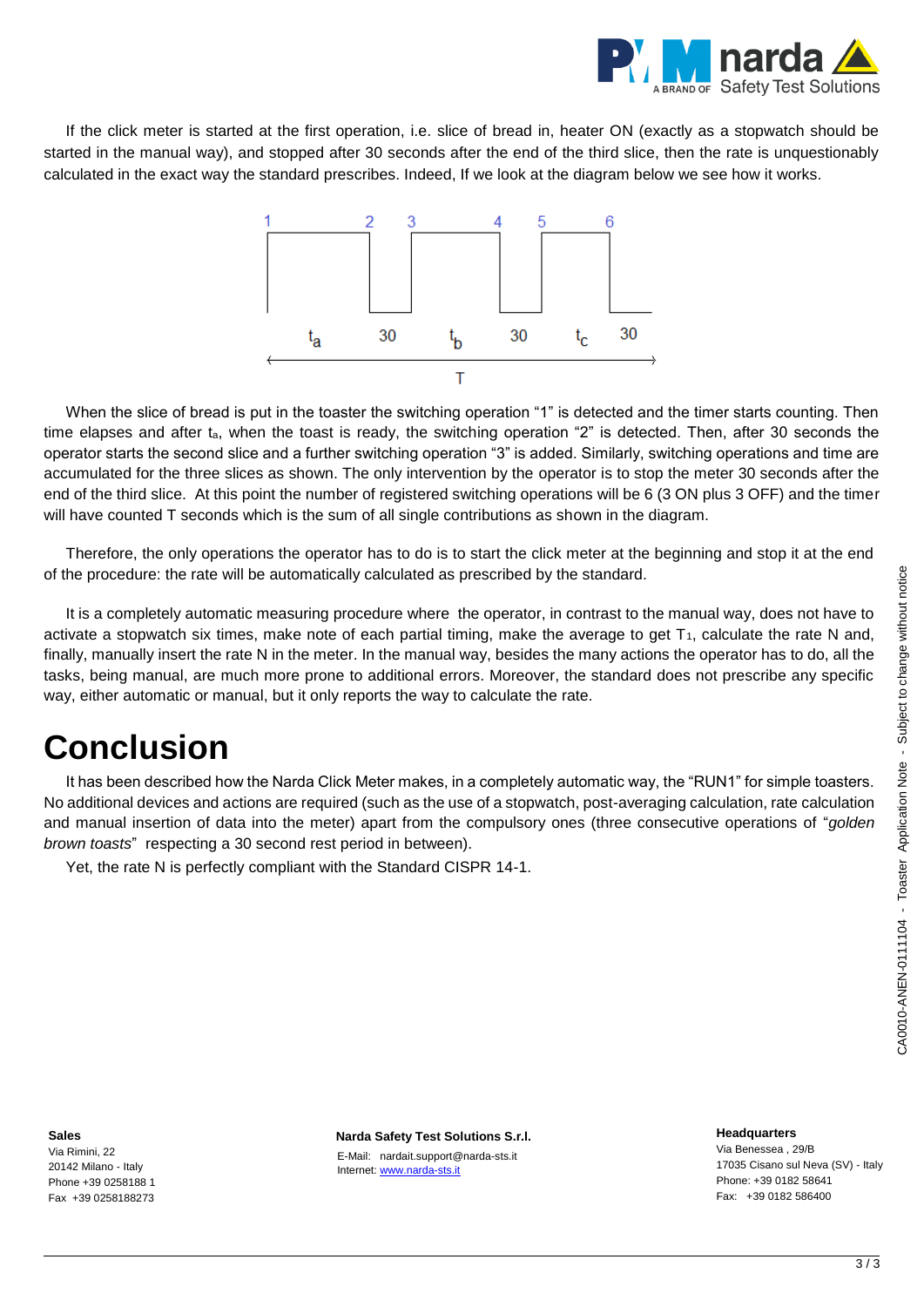If the click meter is started at the first operation, i.e. slice of bread in, heater ON (exactly as a stopwatch should be started in the manual way), and stopped after 30 seconds after the end of the third slice, then the rate is unquestionably calculated in the exact way the standard prescribes. Indeed, If we look at the diagram below we see how it works.

1 2 3 4 5 6

$t_a$ 30 $t_b$ 30 $t_c$ 30

T

When the slice of bread is put in the toaster the switching operation "1" is detected and the timer starts counting. Then time elapses and after $t_a$, when the toast is ready, the switching operation "2" is detected. Then, after 30 seconds the operator starts the second slice and a further switching operation "3" is added. Similarly, switching operations and time are accumulated for the three slices as shown. The only intervention by the operator is to stop the meter 30 seconds after the end of the third slice. At this point the number of registered switching operations will be 6 (3 ON plus 3 OFF) and the timer will have counted T seconds which is the sum of all single contributions as shown in the diagram.

Therefore, the only operations the operator has to do is to start the click meter at the beginning and stop it at the end of the procedure: the rate will be automatically calculated as prescribed by the standard.

It is a completely automatic measuring procedure where the operator, in contrast to the manual way, does not have to activate a stopwatch six times, make note of each partial timing, make the average to get $T_1$, calculate the rate N and, finally, manually insert the rate N in the meter. In the manual way, besides the many actions the operator has to do, all the tasks, being manual, are much more prone to additional errors. Moreover, the standard does not prescribe any specific way, either automatic or manual, but it only reports the way to calculate the rate.

# Conclusion

It has been described how the Narda Click Meter makes, in a completely automatic way, the "RUN1" for simple toasters. No additional devices and actions are required (such as the use of a stopwatch, post-averaging calculation, rate calculation and manual insertion of data into the meter) apart from the compulsory ones (three consecutive operations of "*golden brown toasts*" respecting a 30 second rest period in between).

Yet, the rate N is perfectly compliant with the Standard CISPR 14-1.

**Sales**
Via Rimini, 22
20142 Milano - Italy
Phone +39 0258188 1
Fax +39 0258188273

**Narda Safety Test Solutions S.r.l.**
E-Mail: nardait.support@narda-sts.it
Internet: www.narda-sts.it

**Headquarters**
Via Benessea , 29/B
17035 Cisano sul Neva (SV) - Italy
Phone: +39 0182 58641
Fax: +39 0182 586400